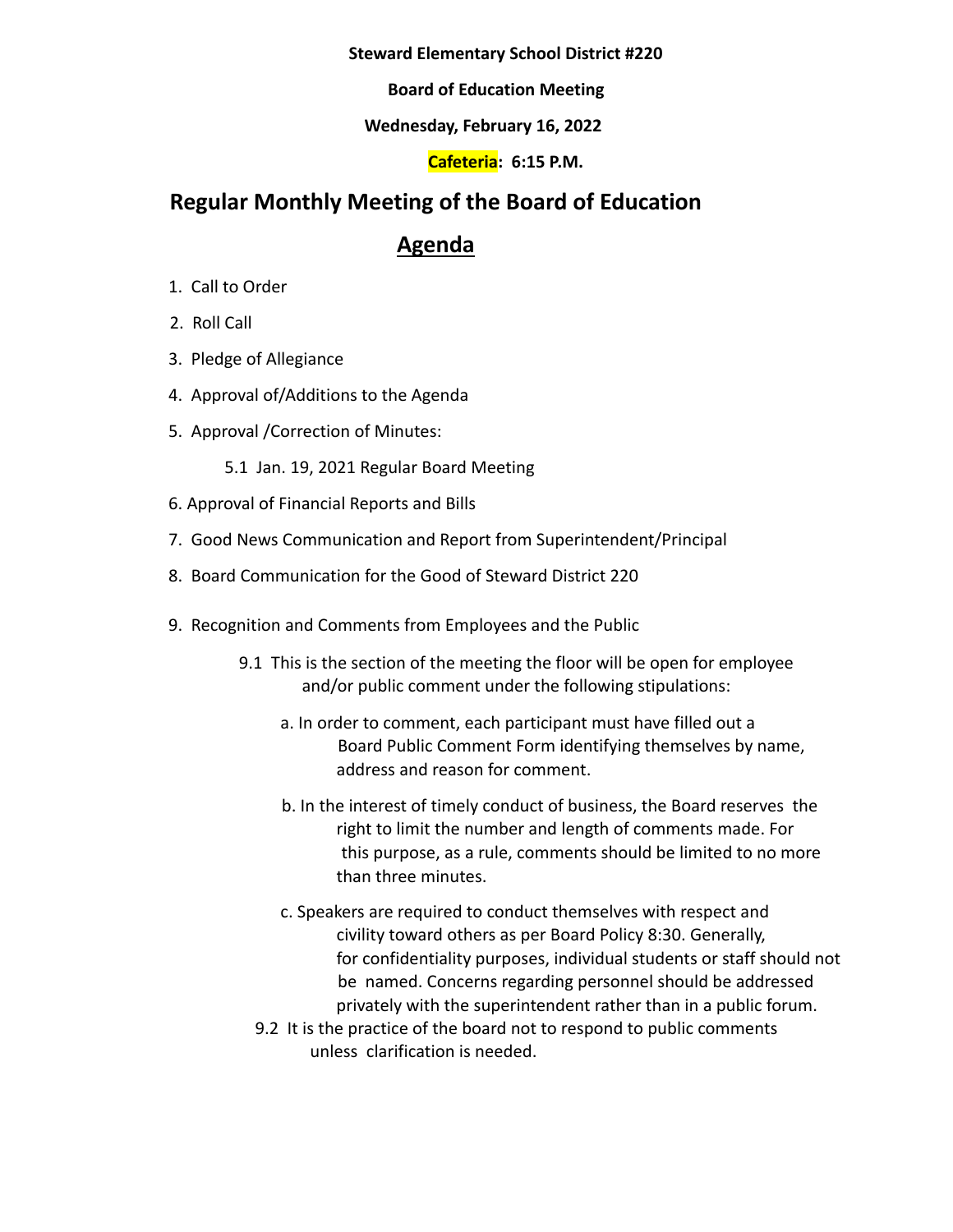**Steward Elementary School District #220**

**Board of Education Meeting**

**Wednesday, February 16, 2022**

**Cafeteria: 6:15 P.M.**

# Regular Monthly Meeting of the Board of Education

## Agenda

1. Call to Order
2. Roll Call
3. Pledge of Allegiance
4. Approval of/Additions to the Agenda
5. Approval /Correction of Minutes:
   - 5.1 Jan. 19, 2021 Regular Board Meeting
6. Approval of Financial Reports and Bills
7. Good News Communication and Report from Superintendent/Principal
8. Board Communication for the Good of Steward District 220
9. Recognition and Comments from Employees and the Public
   - 9.1 This is the section of the meeting the floor will be open for employee and/or public comment under the following stipulations:
     - a. In order to comment, each participant must have filled out a Board Public Comment Form identifying themselves by name, address and reason for comment.
     - b. In the interest of timely conduct of business, the Board reserves the right to limit the number and length of comments made. For this purpose, as a rule, comments should be limited to no more than three minutes.
     - c. Speakers are required to conduct themselves with respect and civility toward others as per Board Policy 8:30. Generally, for confidentiality purposes, individual students or staff should not be named. Concerns regarding personnel should be addressed privately with the superintendent rather than in a public forum.
   - 9.2 It is the practice of the board not to respond to public comments unless clarification is needed.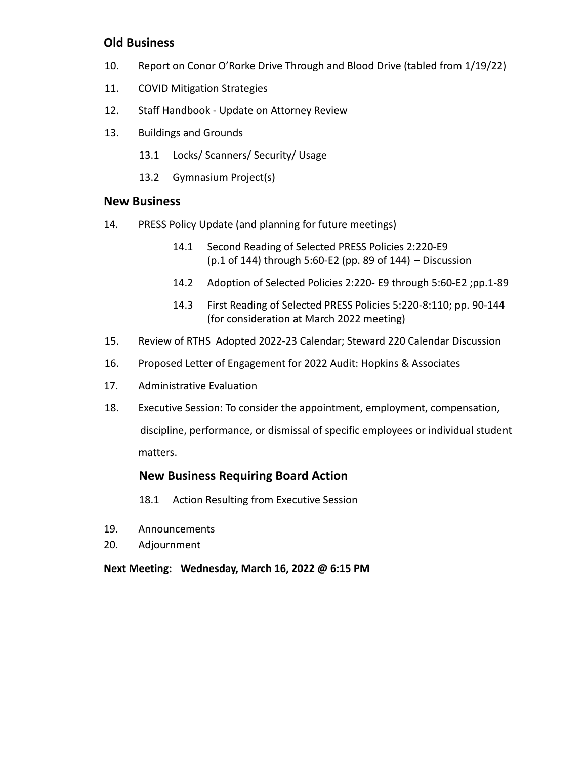## Old Business

10. Report on Conor O'Rorke Drive Through and Blood Drive (tabled from 1/19/22)
11. COVID Mitigation Strategies
12. Staff Handbook - Update on Attorney Review
13. Buildings and Grounds
    - 13.1 Locks/ Scanners/ Security/ Usage
    - 13.2 Gymnasium Project(s)

## New Business

14. PRESS Policy Update (and planning for future meetings)
    - 14.1 Second Reading of Selected PRESS Policies 2:220-E9 (p.1 of 144) through 5:60-E2 (pp. 89 of 144) – Discussion
    - 14.2 Adoption of Selected Policies 2:220- E9 through 5:60-E2 ;pp.1-89
    - 14.3 First Reading of Selected PRESS Policies 5:220-8:110; pp. 90-144 (for consideration at March 2022 meeting)
15. Review of RTHS Adopted 2022-23 Calendar; Steward 220 Calendar Discussion
16. Proposed Letter of Engagement for 2022 Audit: Hopkins & Associates
17. Administrative Evaluation
18. Executive Session: To consider the appointment, employment, compensation, discipline, performance, or dismissal of specific employees or individual student matters.

### New Business Requiring Board Action

- 18.1 Action Resulting from Executive Session

19. Announcements
20. Adjournment

**Next Meeting: Wednesday, March 16, 2022 @ 6:15 PM**